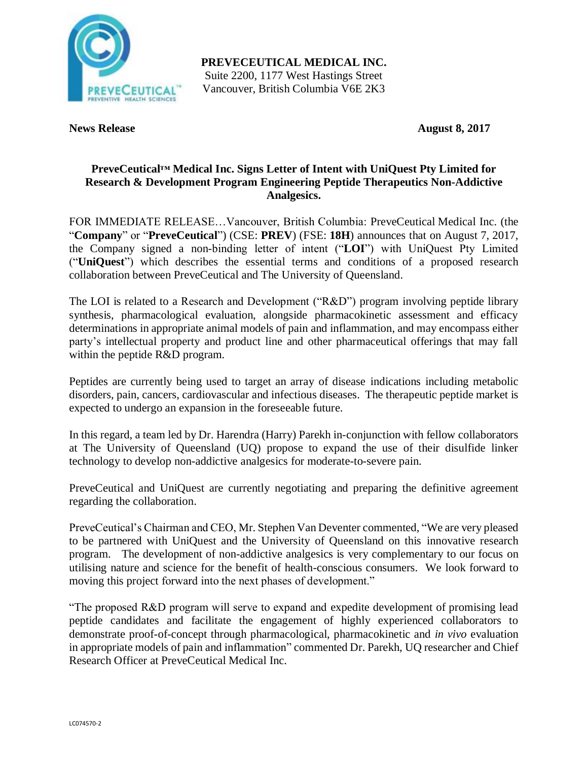**PREVECEUTICAL MEDICAL INC.**
Suite 2200, 1177 West Hastings Street
Vancouver, British Columbia V6E 2K3

**News Release** **August 8, 2017**

## PreveCeutical™ Medical Inc. Signs Letter of Intent with UniQuest Pty Limited for Research & Development Program Engineering Peptide Therapeutics Non-Addictive Analgesics.

FOR IMMEDIATE RELEASE…Vancouver, British Columbia: PreveCeutical Medical Inc. (the "**Company**" or "**PreveCeutical**") (CSE: **PREV**) (FSE: **18H**) announces that on August 7, 2017, the Company signed a non-binding letter of intent ("**LOI**") with UniQuest Pty Limited ("**UniQuest**") which describes the essential terms and conditions of a proposed research collaboration between PreveCeutical and The University of Queensland.

The LOI is related to a Research and Development ("R&D") program involving peptide library synthesis, pharmacological evaluation, alongside pharmacokinetic assessment and efficacy determinations in appropriate animal models of pain and inflammation, and may encompass either party's intellectual property and product line and other pharmaceutical offerings that may fall within the peptide R&D program.

Peptides are currently being used to target an array of disease indications including metabolic disorders, pain, cancers, cardiovascular and infectious diseases. The therapeutic peptide market is expected to undergo an expansion in the foreseeable future.

In this regard, a team led by Dr. Harendra (Harry) Parekh in-conjunction with fellow collaborators at The University of Queensland (UQ) propose to expand the use of their disulfide linker technology to develop non-addictive analgesics for moderate-to-severe pain.

PreveCeutical and UniQuest are currently negotiating and preparing the definitive agreement regarding the collaboration.

PreveCeutical's Chairman and CEO, Mr. Stephen Van Deventer commented, "We are very pleased to be partnered with UniQuest and the University of Queensland on this innovative research program. The development of non-addictive analgesics is very complementary to our focus on utilising nature and science for the benefit of health-conscious consumers. We look forward to moving this project forward into the next phases of development."

"The proposed R&D program will serve to expand and expedite development of promising lead peptide candidates and facilitate the engagement of highly experienced collaborators to demonstrate proof-of-concept through pharmacological, pharmacokinetic and *in vivo* evaluation in appropriate models of pain and inflammation" commented Dr. Parekh, UQ researcher and Chief Research Officer at PreveCeutical Medical Inc.

LC074570-2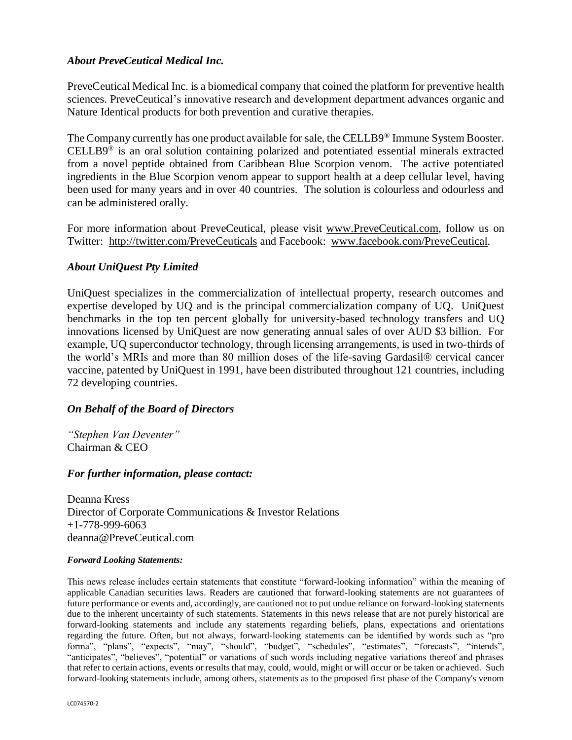### *About PreveCeutical Medical Inc.*

PreveCeutical Medical Inc. is a biomedical company that coined the platform for preventive health sciences. PreveCeutical's innovative research and development department advances organic and Nature Identical products for both prevention and curative therapies.

The Company currently has one product available for sale, the CELLB9® Immune System Booster. CELLB9® is an oral solution containing polarized and potentiated essential minerals extracted from a novel peptide obtained from Caribbean Blue Scorpion venom. The active potentiated ingredients in the Blue Scorpion venom appear to support health at a deep cellular level, having been used for many years and in over 40 countries. The solution is colourless and odourless and can be administered orally.

For more information about PreveCeutical, please visit www.PreveCeutical.com, follow us on Twitter: http://twitter.com/PreveCeuticals and Facebook: www.facebook.com/PreveCeutical.

### *About UniQuest Pty Limited*

UniQuest specializes in the commercialization of intellectual property, research outcomes and expertise developed by UQ and is the principal commercialization company of UQ. UniQuest benchmarks in the top ten percent globally for university-based technology transfers and UQ innovations licensed by UniQuest are now generating annual sales of over AUD $3 billion. For example, UQ superconductor technology, through licensing arrangements, is used in two-thirds of the world's MRIs and more than 80 million doses of the life-saving Gardasil® cervical cancer vaccine, patented by UniQuest in 1991, have been distributed throughout 121 countries, including 72 developing countries.

### *On Behalf of the Board of Directors*

*"Stephen Van Deventer"*
Chairman & CEO

### *For further information, please contact:*

Deanna Kress
Director of Corporate Communications & Investor Relations
+1-778-999-6063
deanna@PreveCeutical.com

***Forward Looking Statements:***

This news release includes certain statements that constitute "forward-looking information" within the meaning of applicable Canadian securities laws. Readers are cautioned that forward-looking statements are not guarantees of future performance or events and, accordingly, are cautioned not to put undue reliance on forward-looking statements due to the inherent uncertainty of such statements. Statements in this news release that are not purely historical are forward-looking statements and include any statements regarding beliefs, plans, expectations and orientations regarding the future. Often, but not always, forward-looking statements can be identified by words such as "pro forma", "plans", "expects", "may", "should", "budget", "schedules", "estimates", "forecasts", "intends", "anticipates", "believes", "potential" or variations of such words including negative variations thereof and phrases that refer to certain actions, events or results that may, could, would, might or will occur or be taken or achieved. Such forward-looking statements include, among others, statements as to the proposed first phase of the Company's venom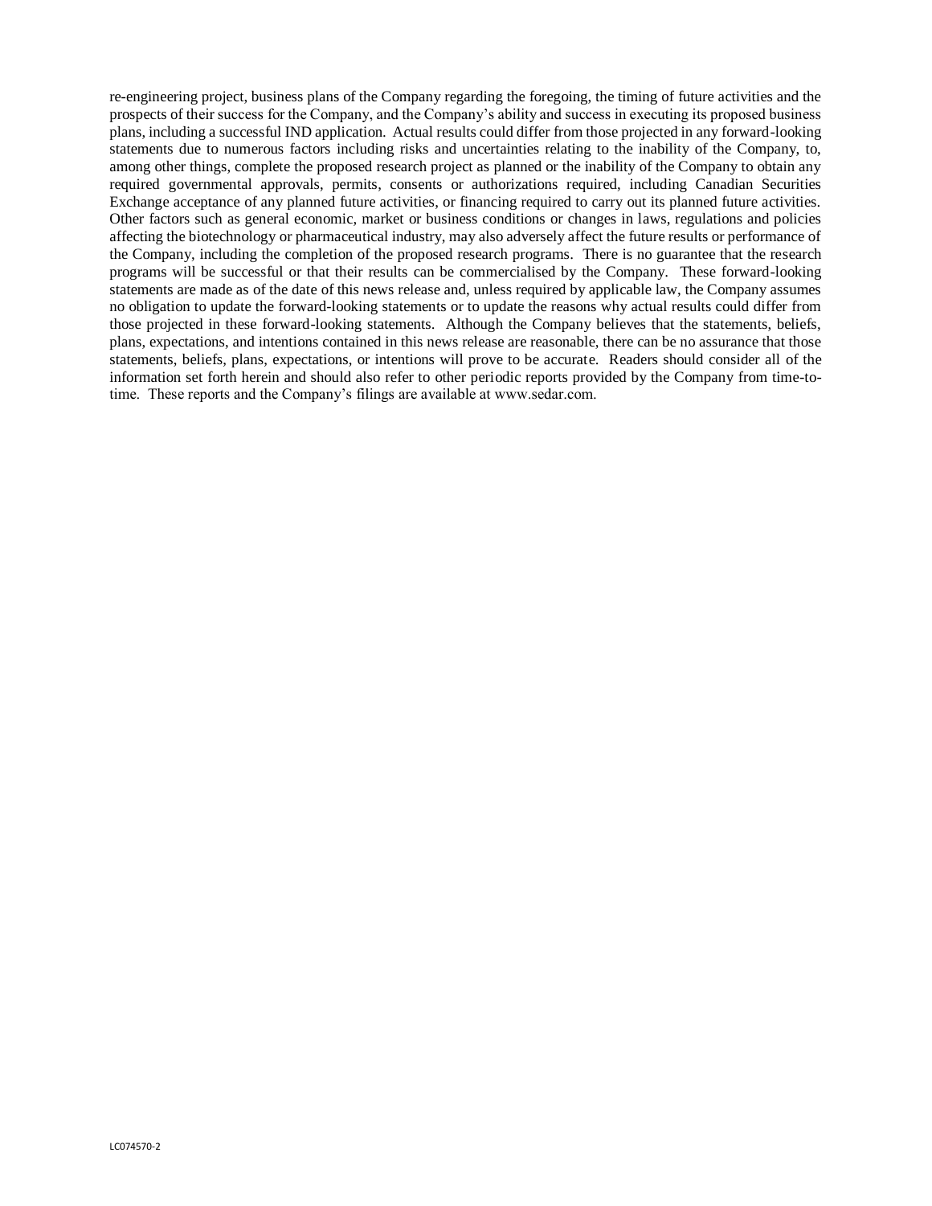re-engineering project, business plans of the Company regarding the foregoing, the timing of future activities and the prospects of their success for the Company, and the Company's ability and success in executing its proposed business plans, including a successful IND application. Actual results could differ from those projected in any forward-looking statements due to numerous factors including risks and uncertainties relating to the inability of the Company, to, among other things, complete the proposed research project as planned or the inability of the Company to obtain any required governmental approvals, permits, consents or authorizations required, including Canadian Securities Exchange acceptance of any planned future activities, or financing required to carry out its planned future activities. Other factors such as general economic, market or business conditions or changes in laws, regulations and policies affecting the biotechnology or pharmaceutical industry, may also adversely affect the future results or performance of the Company, including the completion of the proposed research programs. There is no guarantee that the research programs will be successful or that their results can be commercialised by the Company. These forward-looking statements are made as of the date of this news release and, unless required by applicable law, the Company assumes no obligation to update the forward-looking statements or to update the reasons why actual results could differ from those projected in these forward-looking statements. Although the Company believes that the statements, beliefs, plans, expectations, and intentions contained in this news release are reasonable, there can be no assurance that those statements, beliefs, plans, expectations, or intentions will prove to be accurate. Readers should consider all of the information set forth herein and should also refer to other periodic reports provided by the Company from time-to-time. These reports and the Company's filings are available at www.sedar.com.

LC074570-2